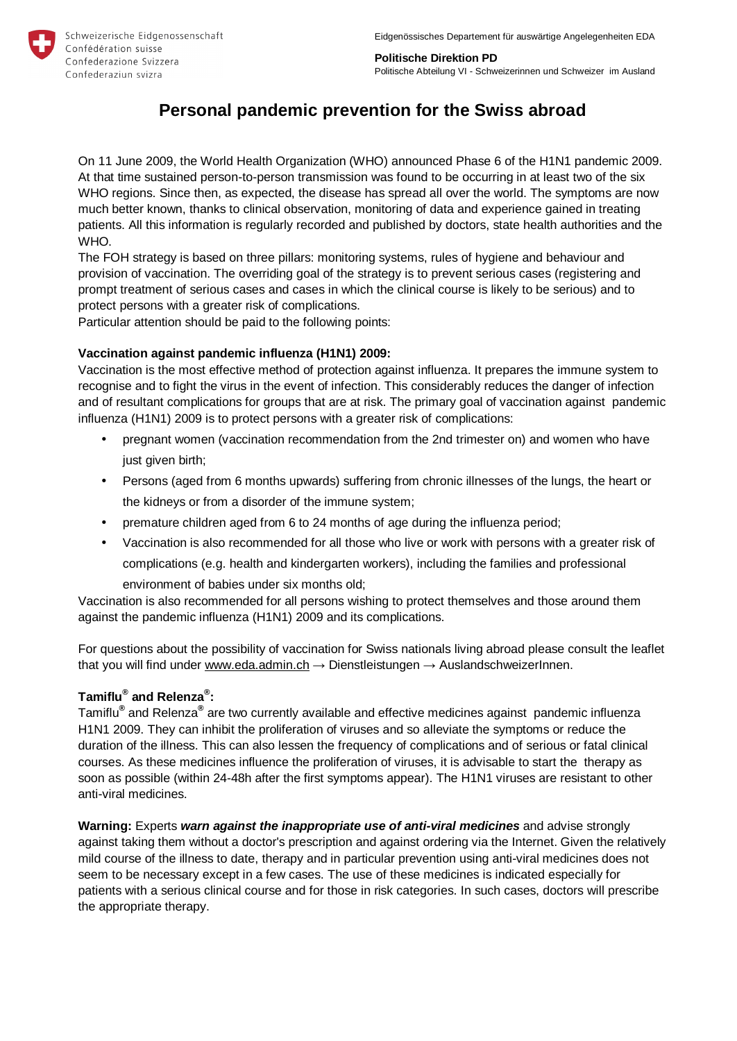Schweizerische Eidgenossenschaft
Confédération suisse
Confederazione Svizzera
Confederaziun svizra

Eidgenössisches Departement für auswärtige Angelegenheiten EDA

**Politische Direktion PD**
Politische Abteilung VI - Schweizerinnen und Schweizer im Ausland

# Personal pandemic prevention for the Swiss abroad

On 11 June 2009, the World Health Organization (WHO) announced Phase 6 of the H1N1 pandemic 2009. At that time sustained person-to-person transmission was found to be occurring in at least two of the six WHO regions. Since then, as expected, the disease has spread all over the world. The symptoms are now much better known, thanks to clinical observation, monitoring of data and experience gained in treating patients. All this information is regularly recorded and published by doctors, state health authorities and the WHO.

The FOH strategy is based on three pillars: monitoring systems, rules of hygiene and behaviour and provision of vaccination. The overriding goal of the strategy is to prevent serious cases (registering and prompt treatment of serious cases and cases in which the clinical course is likely to be serious) and to protect persons with a greater risk of complications.

Particular attention should be paid to the following points:

**Vaccination against pandemic influenza (H1N1) 2009:**

Vaccination is the most effective method of protection against influenza. It prepares the immune system to recognise and to fight the virus in the event of infection. This considerably reduces the danger of infection and of resultant complications for groups that are at risk. The primary goal of vaccination against pandemic influenza (H1N1) 2009 is to protect persons with a greater risk of complications:

- pregnant women (vaccination recommendation from the 2nd trimester on) and women who have just given birth;
- Persons (aged from 6 months upwards) suffering from chronic illnesses of the lungs, the heart or the kidneys or from a disorder of the immune system;
- premature children aged from 6 to 24 months of age during the influenza period;
- Vaccination is also recommended for all those who live or work with persons with a greater risk of complications (e.g. health and kindergarten workers), including the families and professional environment of babies under six months old;

Vaccination is also recommended for all persons wishing to protect themselves and those around them against the pandemic influenza (H1N1) 2009 and its complications.

For questions about the possibility of vaccination for Swiss nationals living abroad please consult the leaflet that you will find under www.eda.admin.ch → Dienstleistungen → AuslandschweizerInnen.

**Tamiflu® and Relenza®:**

Tamiflu® and Relenza® are two currently available and effective medicines against pandemic influenza H1N1 2009. They can inhibit the proliferation of viruses and so alleviate the symptoms or reduce the duration of the illness. This can also lessen the frequency of complications and of serious or fatal clinical courses. As these medicines influence the proliferation of viruses, it is advisable to start the therapy as soon as possible (within 24-48h after the first symptoms appear). The H1N1 viruses are resistant to other anti-viral medicines.

**Warning:** Experts ***warn against the inappropriate use of anti-viral medicines*** and advise strongly against taking them without a doctor's prescription and against ordering via the Internet. Given the relatively mild course of the illness to date, therapy and in particular prevention using anti-viral medicines does not seem to be necessary except in a few cases. The use of these medicines is indicated especially for patients with a serious clinical course and for those in risk categories. In such cases, doctors will prescribe the appropriate therapy.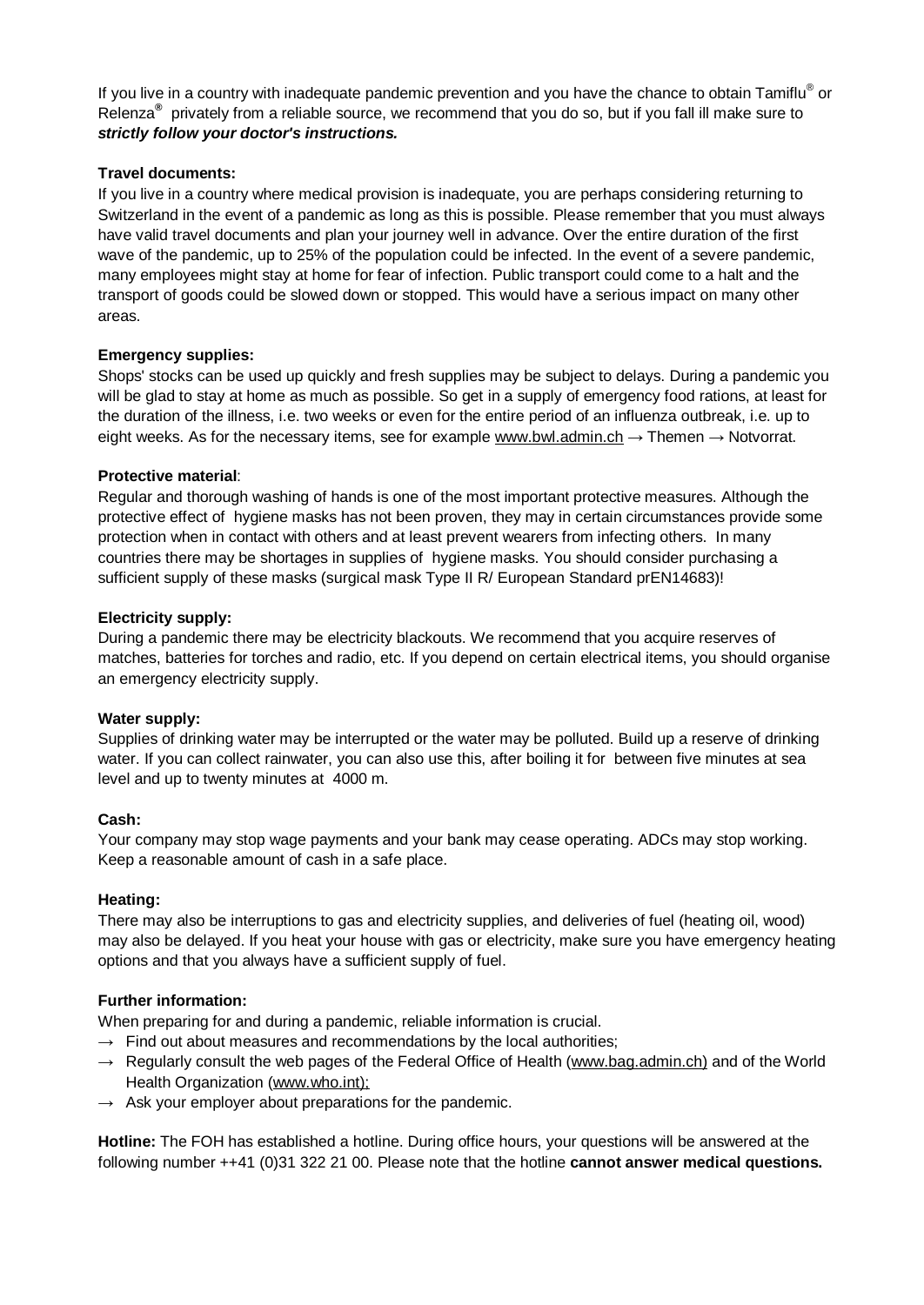If you live in a country with inadequate pandemic prevention and you have the chance to obtain Tamiflu® or Relenza® privately from a reliable source, we recommend that you do so, but if you fall ill make sure to ***strictly follow your doctor's instructions.***

**Travel documents:**

If you live in a country where medical provision is inadequate, you are perhaps considering returning to Switzerland in the event of a pandemic as long as this is possible. Please remember that you must always have valid travel documents and plan your journey well in advance. Over the entire duration of the first wave of the pandemic, up to 25% of the population could be infected. In the event of a severe pandemic, many employees might stay at home for fear of infection. Public transport could come to a halt and the transport of goods could be slowed down or stopped. This would have a serious impact on many other areas.

**Emergency supplies:**

Shops' stocks can be used up quickly and fresh supplies may be subject to delays. During a pandemic you will be glad to stay at home as much as possible. So get in a supply of emergency food rations, at least for the duration of the illness, i.e. two weeks or even for the entire period of an influenza outbreak, i.e. up to eight weeks. As for the necessary items, see for example www.bwl.admin.ch → Themen → Notvorrat.

**Protective material**:

Regular and thorough washing of hands is one of the most important protective measures. Although the protective effect of hygiene masks has not been proven, they may in certain circumstances provide some protection when in contact with others and at least prevent wearers from infecting others. In many countries there may be shortages in supplies of hygiene masks. You should consider purchasing a sufficient supply of these masks (surgical mask Type II R/ European Standard prEN14683)!

**Electricity supply:**

During a pandemic there may be electricity blackouts. We recommend that you acquire reserves of matches, batteries for torches and radio, etc. If you depend on certain electrical items, you should organise an emergency electricity supply.

**Water supply:**

Supplies of drinking water may be interrupted or the water may be polluted. Build up a reserve of drinking water. If you can collect rainwater, you can also use this, after boiling it for between five minutes at sea level and up to twenty minutes at 4000 m.

**Cash:**

Your company may stop wage payments and your bank may cease operating. ADCs may stop working. Keep a reasonable amount of cash in a safe place.

**Heating:**

There may also be interruptions to gas and electricity supplies, and deliveries of fuel (heating oil, wood) may also be delayed. If you heat your house with gas or electricity, make sure you have emergency heating options and that you always have a sufficient supply of fuel.

**Further information:**

When preparing for and during a pandemic, reliable information is crucial.

- → Find out about measures and recommendations by the local authorities;
- → Regularly consult the web pages of the Federal Office of Health (www.bag.admin.ch) and of the World Health Organization (www.who.int);
- → Ask your employer about preparations for the pandemic.

**Hotline:** The FOH has established a hotline. During office hours, your questions will be answered at the following number ++41 (0)31 322 21 00. Please note that the hotline **cannot answer medical questions.**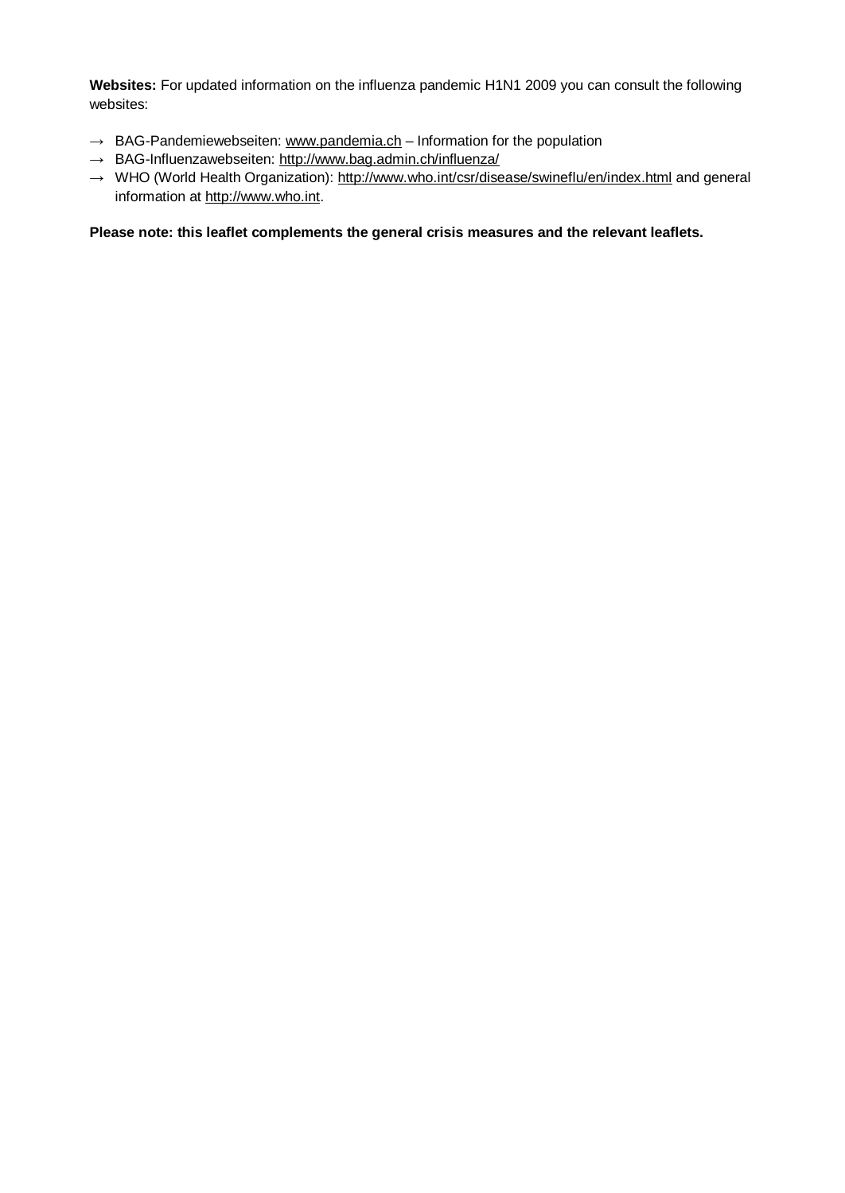**Websites:** For updated information on the influenza pandemic H1N1 2009 you can consult the following websites:

- → BAG-Pandemiewebseiten: www.pandemia.ch – Information for the population
- → BAG-Influenzawebseiten: http://www.bag.admin.ch/influenza/
- → WHO (World Health Organization): http://www.who.int/csr/disease/swineflu/en/index.html and general information at http://www.who.int.

**Please note: this leaflet complements the general crisis measures and the relevant leaflets.**